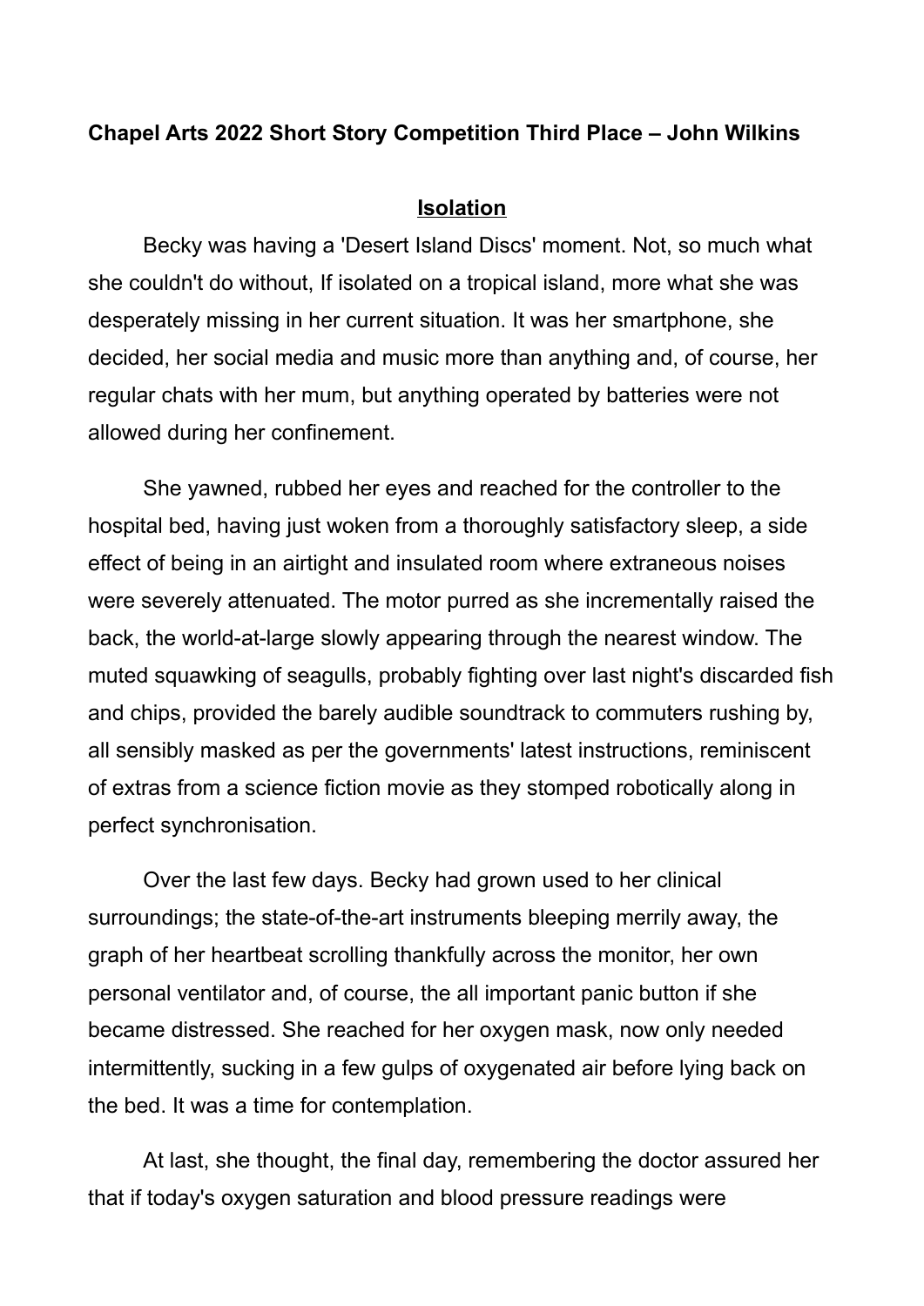**Chapel Arts 2022 Short Story Competition Third Place – John Wilkins**

**<u>Isolation</u>**

Becky was having a 'Desert Island Discs' moment. Not, so much what she couldn't do without, If isolated on a tropical island, more what she was desperately missing in her current situation. It was her smartphone, she decided, her social media and music more than anything and, of course, her regular chats with her mum, but anything operated by batteries were not allowed during her confinement.

She yawned, rubbed her eyes and reached for the controller to the hospital bed, having just woken from a thoroughly satisfactory sleep, a side effect of being in an airtight and insulated room where extraneous noises were severely attenuated. The motor purred as she incrementally raised the back, the world-at-large slowly appearing through the nearest window. The muted squawking of seagulls, probably fighting over last night's discarded fish and chips, provided the barely audible soundtrack to commuters rushing by, all sensibly masked as per the governments' latest instructions, reminiscent of extras from a science fiction movie as they stomped robotically along in perfect synchronisation.

Over the last few days. Becky had grown used to her clinical surroundings; the state-of-the-art instruments bleeping merrily away, the graph of her heartbeat scrolling thankfully across the monitor, her own personal ventilator and, of course, the all important panic button if she became distressed. She reached for her oxygen mask, now only needed intermittently, sucking in a few gulps of oxygenated air before lying back on the bed. It was a time for contemplation.

At last, she thought, the final day, remembering the doctor assured her that if today's oxygen saturation and blood pressure readings were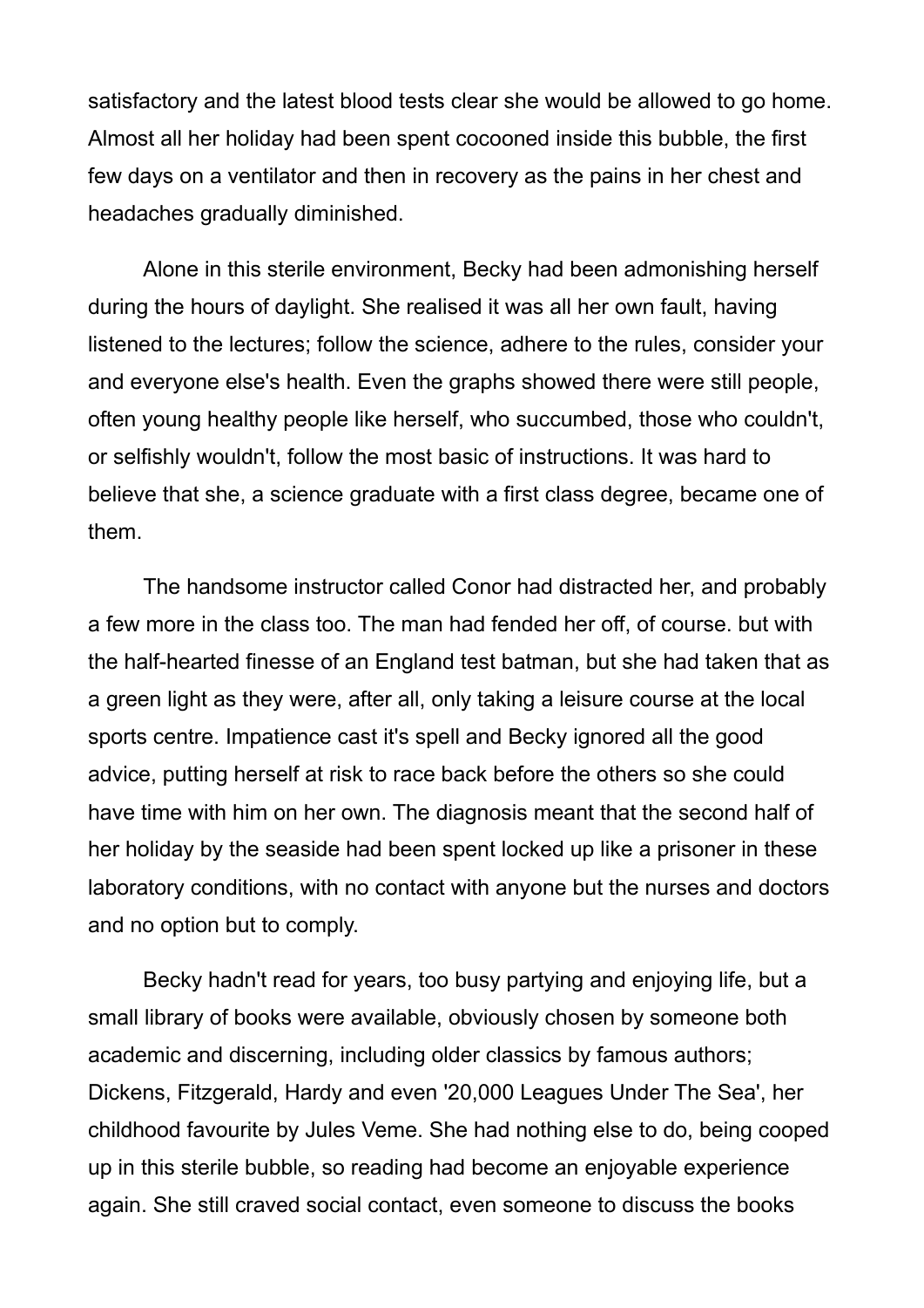satisfactory and the latest blood tests clear she would be allowed to go home. Almost all her holiday had been spent cocooned inside this bubble, the first few days on a ventilator and then in recovery as the pains in her chest and headaches gradually diminished.

Alone in this sterile environment, Becky had been admonishing herself during the hours of daylight. She realised it was all her own fault, having listened to the lectures; follow the science, adhere to the rules, consider your and everyone else's health. Even the graphs showed there were still people, often young healthy people like herself, who succumbed, those who couldn't, or selfishly wouldn't, follow the most basic of instructions. It was hard to believe that she, a science graduate with a first class degree, became one of them.

The handsome instructor called Conor had distracted her, and probably a few more in the class too. The man had fended her off, of course. but with the half-hearted finesse of an England test batman, but she had taken that as a green light as they were, after all, only taking a leisure course at the local sports centre. Impatience cast it's spell and Becky ignored all the good advice, putting herself at risk to race back before the others so she could have time with him on her own. The diagnosis meant that the second half of her holiday by the seaside had been spent locked up like a prisoner in these laboratory conditions, with no contact with anyone but the nurses and doctors and no option but to comply.

Becky hadn't read for years, too busy partying and enjoying life, but a small library of books were available, obviously chosen by someone both academic and discerning, including older classics by famous authors; Dickens, Fitzgerald, Hardy and even '20,000 Leagues Under The Sea', her childhood favourite by Jules Veme. She had nothing else to do, being cooped up in this sterile bubble, so reading had become an enjoyable experience again. She still craved social contact, even someone to discuss the books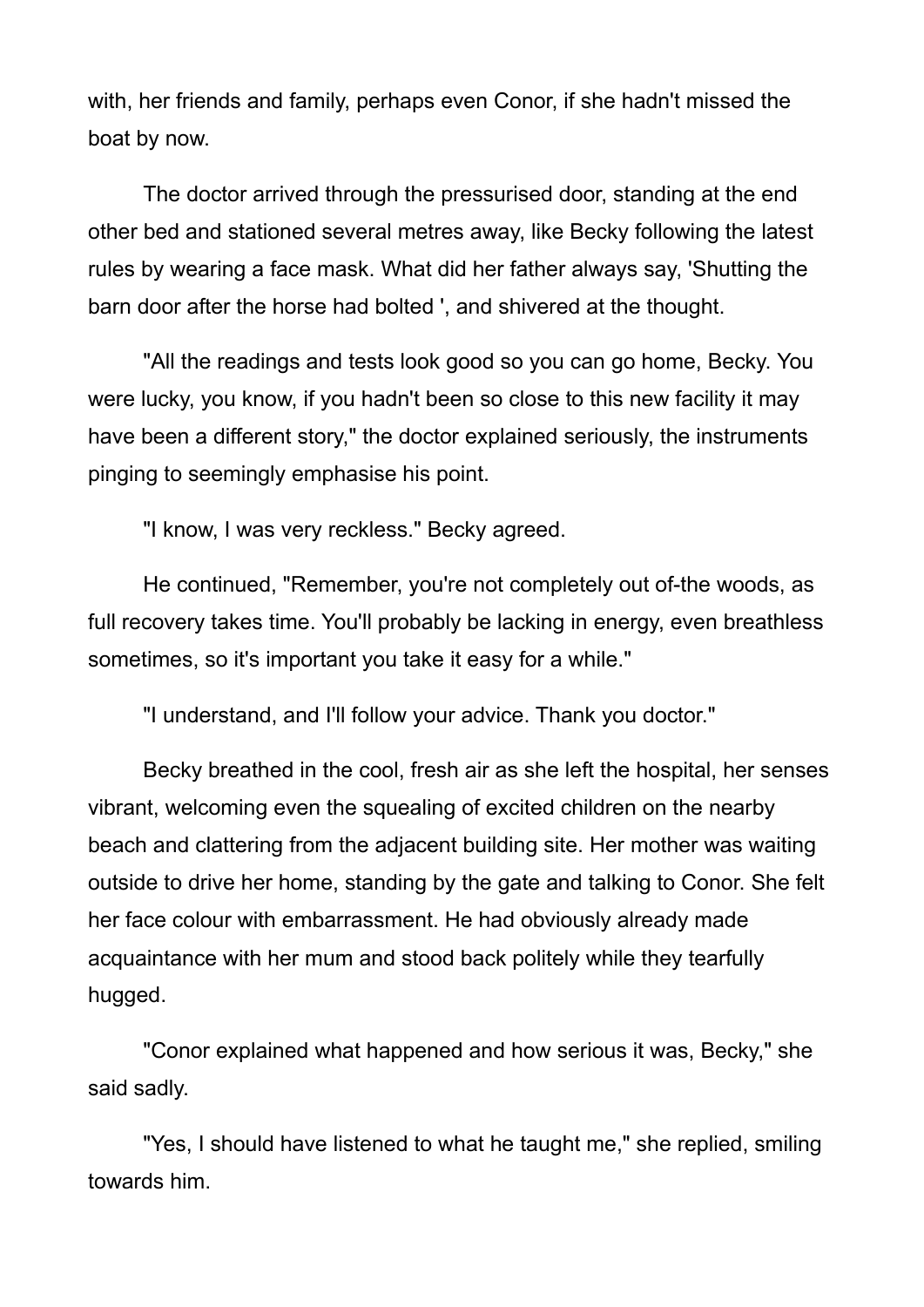with, her friends and family, perhaps even Conor, if she hadn't missed the boat by now.

The doctor arrived through the pressurised door, standing at the end other bed and stationed several metres away, like Becky following the latest rules by wearing a face mask. What did her father always say, 'Shutting the barn door after the horse had bolted ', and shivered at the thought.

"All the readings and tests look good so you can go home, Becky. You were lucky, you know, if you hadn't been so close to this new facility it may have been a different story," the doctor explained seriously, the instruments pinging to seemingly emphasise his point.

"I know, I was very reckless." Becky agreed.

He continued, "Remember, you're not completely out of-the woods, as full recovery takes time. You'll probably be lacking in energy, even breathless sometimes, so it's important you take it easy for a while."

"I understand, and I'll follow your advice. Thank you doctor."

Becky breathed in the cool, fresh air as she left the hospital, her senses vibrant, welcoming even the squealing of excited children on the nearby beach and clattering from the adjacent building site. Her mother was waiting outside to drive her home, standing by the gate and talking to Conor. She felt her face colour with embarrassment. He had obviously already made acquaintance with her mum and stood back politely while they tearfully hugged.

"Conor explained what happened and how serious it was, Becky," she said sadly.

"Yes, I should have listened to what he taught me," she replied, smiling towards him.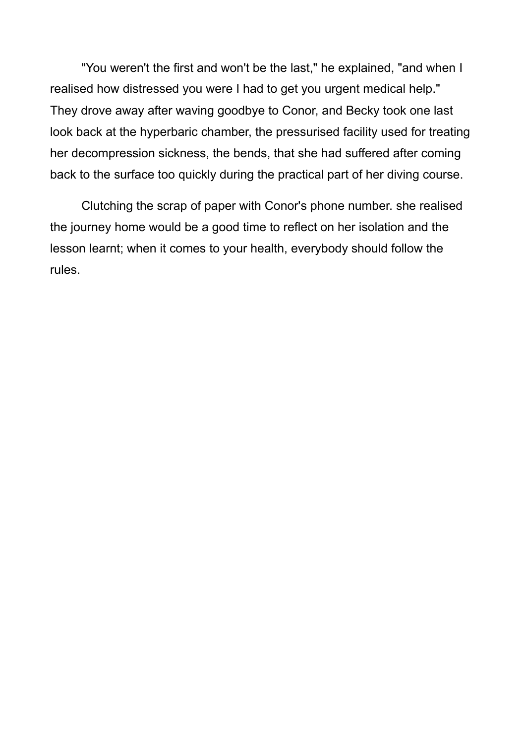"You weren't the first and won't be the last," he explained, "and when I realised how distressed you were I had to get you urgent medical help." They drove away after waving goodbye to Conor, and Becky took one last look back at the hyperbaric chamber, the pressurised facility used for treating her decompression sickness, the bends, that she had suffered after coming back to the surface too quickly during the practical part of her diving course.

Clutching the scrap of paper with Conor's phone number. she realised the journey home would be a good time to reflect on her isolation and the lesson learnt; when it comes to your health, everybody should follow the rules.